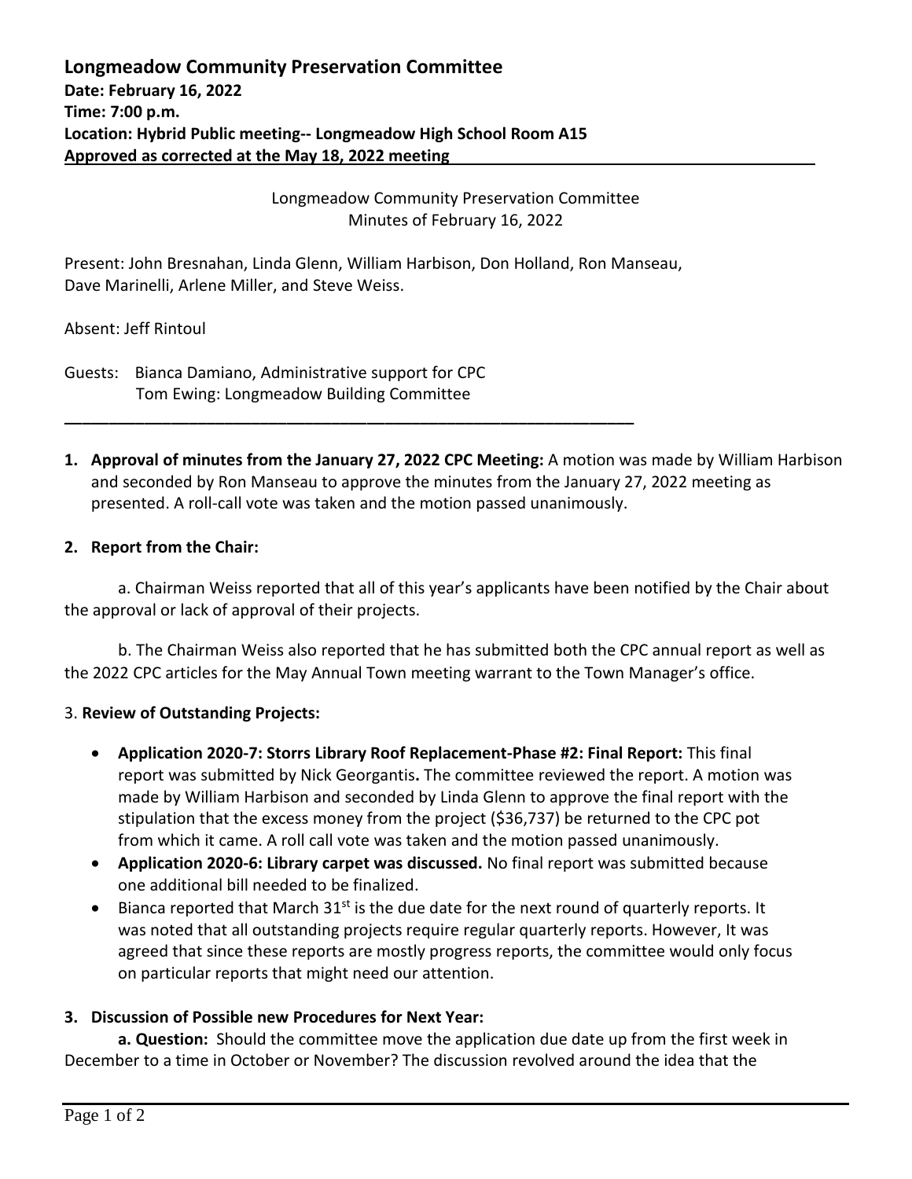**Longmeadow Community Preservation Committee**
**Date: February 16, 2022**
**Time: 7:00 p.m.**
**Location: Hybrid Public meeting-- Longmeadow High School Room A15**
**Approved as corrected at the May 18, 2022 meeting**

Longmeadow Community Preservation Committee
Minutes of February 16, 2022

Present: John Bresnahan, Linda Glenn, William Harbison, Don Holland, Ron Manseau, Dave Marinelli, Arlene Miller, and Steve Weiss.

Absent: Jeff Rintoul

Guests: Bianca Damiano, Administrative support for CPC
Tom Ewing: Longmeadow Building Committee

---

1. **Approval of minutes from the January 27, 2022 CPC Meeting:** A motion was made by William Harbison and seconded by Ron Manseau to approve the minutes from the January 27, 2022 meeting as presented. A roll-call vote was taken and the motion passed unanimously.

2. **Report from the Chair:**

a. Chairman Weiss reported that all of this year's applicants have been notified by the Chair about the approval or lack of approval of their projects.

b. The Chairman Weiss also reported that he has submitted both the CPC annual report as well as the 2022 CPC articles for the May Annual Town meeting warrant to the Town Manager's office.

3. **Review of Outstanding Projects:**

- **Application 2020-7: Storrs Library Roof Replacement-Phase #2: Final Report:** This final report was submitted by Nick Georgantis**.** The committee reviewed the report. A motion was made by William Harbison and seconded by Linda Glenn to approve the final report with the stipulation that the excess money from the project ($36,737) be returned to the CPC pot from which it came. A roll call vote was taken and the motion passed unanimously.
- **Application 2020-6: Library carpet was discussed.** No final report was submitted because one additional bill needed to be finalized.
- Bianca reported that March 31st is the due date for the next round of quarterly reports. It was noted that all outstanding projects require regular quarterly reports. However, It was agreed that since these reports are mostly progress reports, the committee would only focus on particular reports that might need our attention.

3. **Discussion of Possible new Procedures for Next Year:**

**a. Question:** Should the committee move the application due date up from the first week in December to a time in October or November? The discussion revolved around the idea that the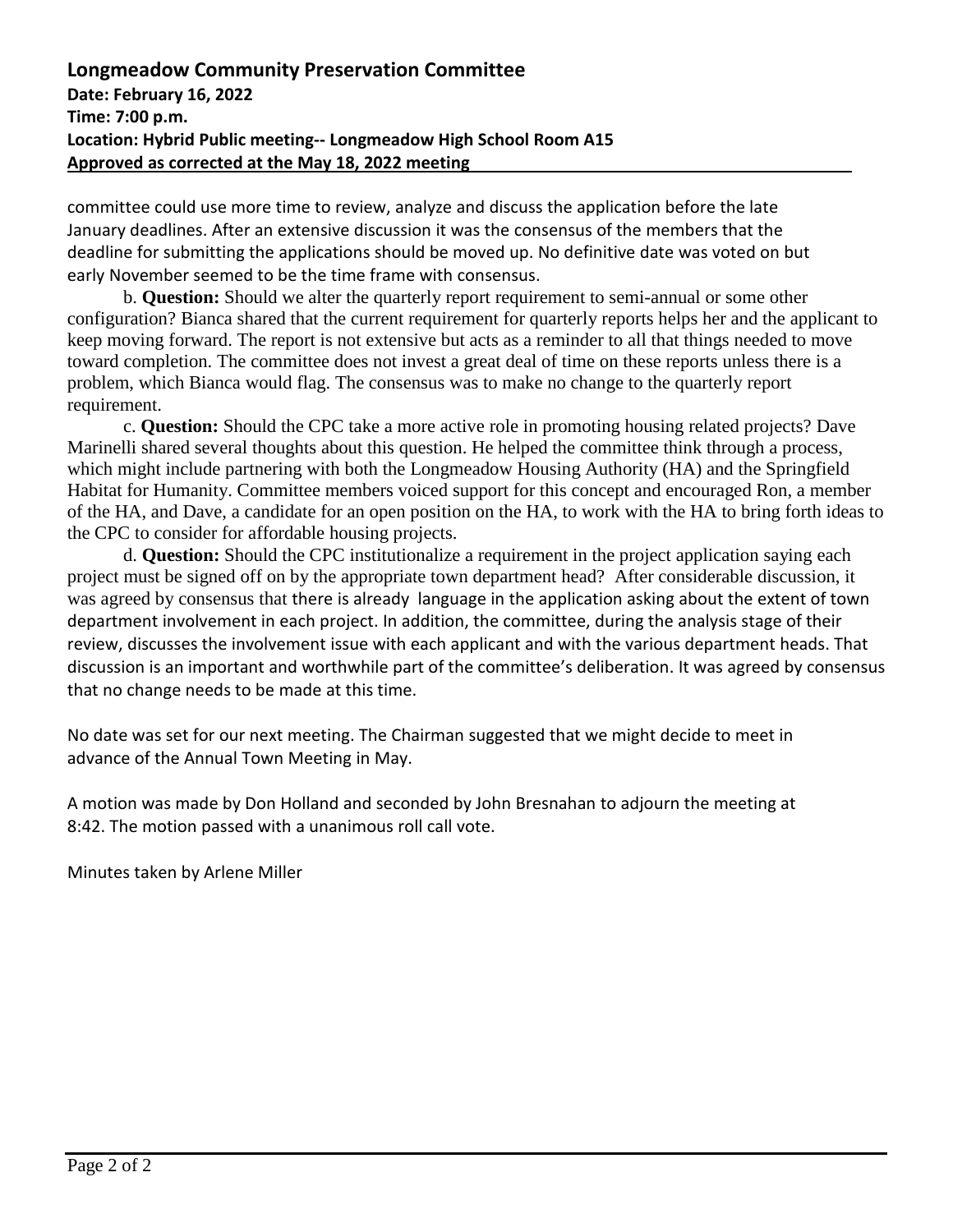## Longmeadow Community Preservation Committee

**Date: February 16, 2022**
**Time: 7:00 p.m.**
**Location: Hybrid Public meeting-- Longmeadow High School Room A15**
**Approved as corrected at the May 18, 2022 meeting**

committee could use more time to review, analyze and discuss the application before the late January deadlines. After an extensive discussion it was the consensus of the members that the deadline for submitting the applications should be moved up. No definitive date was voted on but early November seemed to be the time frame with consensus.

b. **Question:** Should we alter the quarterly report requirement to semi-annual or some other configuration? Bianca shared that the current requirement for quarterly reports helps her and the applicant to keep moving forward. The report is not extensive but acts as a reminder to all that things needed to move toward completion. The committee does not invest a great deal of time on these reports unless there is a problem, which Bianca would flag. The consensus was to make no change to the quarterly report requirement.

c. **Question:** Should the CPC take a more active role in promoting housing related projects? Dave Marinelli shared several thoughts about this question. He helped the committee think through a process, which might include partnering with both the Longmeadow Housing Authority (HA) and the Springfield Habitat for Humanity. Committee members voiced support for this concept and encouraged Ron, a member of the HA, and Dave, a candidate for an open position on the HA, to work with the HA to bring forth ideas to the CPC to consider for affordable housing projects.

d. **Question:** Should the CPC institutionalize a requirement in the project application saying each project must be signed off on by the appropriate town department head? After considerable discussion, it was agreed by consensus that there is already language in the application asking about the extent of town department involvement in each project. In addition, the committee, during the analysis stage of their review, discusses the involvement issue with each applicant and with the various department heads. That discussion is an important and worthwhile part of the committee's deliberation. It was agreed by consensus that no change needs to be made at this time.

No date was set for our next meeting. The Chairman suggested that we might decide to meet in advance of the Annual Town Meeting in May.

A motion was made by Don Holland and seconded by John Bresnahan to adjourn the meeting at 8:42. The motion passed with a unanimous roll call vote.

Minutes taken by Arlene Miller